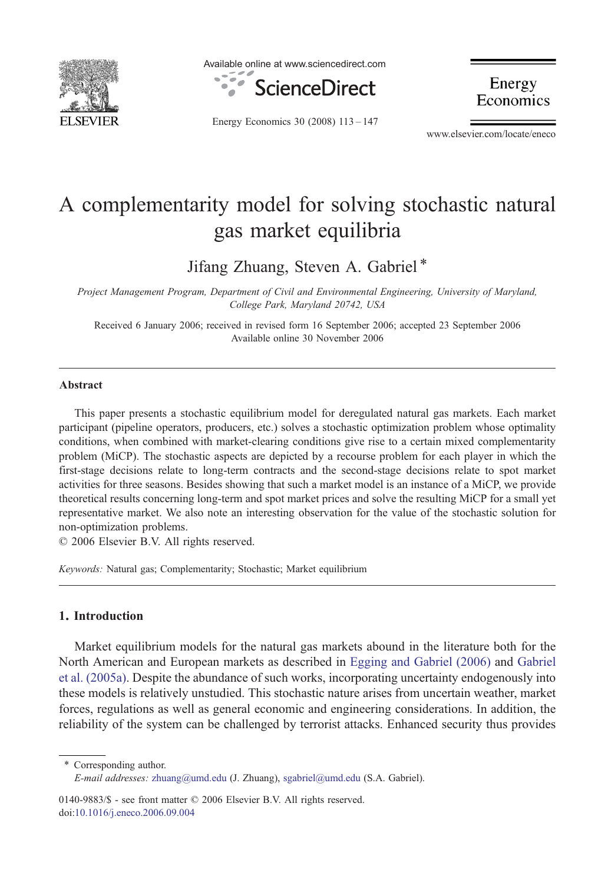# A complementarity model for solving stochastic natural gas market equilibria

Jifang Zhuang, Steven A. Gabriel *

*Project Management Program, Department of Civil and Environmental Engineering, University of Maryland, College Park, Maryland 20742, USA*

Received 6 January 2006; received in revised form 16 September 2006; accepted 23 September 2006
Available online 30 November 2006

## Abstract

This paper presents a stochastic equilibrium model for deregulated natural gas markets. Each market participant (pipeline operators, producers, etc.) solves a stochastic optimization problem whose optimality conditions, when combined with market-clearing conditions give rise to a certain mixed complementarity problem (MiCP). The stochastic aspects are depicted by a recourse problem for each player in which the first-stage decisions relate to long-term contracts and the second-stage decisions relate to spot market activities for three seasons. Besides showing that such a market model is an instance of a MiCP, we provide theoretical results concerning long-term and spot market prices and solve the resulting MiCP for a small yet representative market. We also note an interesting observation for the value of the stochastic solution for non-optimization problems.

© 2006 Elsevier B.V. All rights reserved.

*Keywords:* Natural gas; Complementarity; Stochastic; Market equilibrium

## 1. Introduction

Market equilibrium models for the natural gas markets abound in the literature both for the North American and European markets as described in Egging and Gabriel (2006) and Gabriel et al. (2005a). Despite the abundance of such works, incorporating uncertainty endogenously into these models is relatively unstudied. This stochastic nature arises from uncertain weather, market forces, regulations as well as general economic and engineering considerations. In addition, the reliability of the system can be challenged by terrorist attacks. Enhanced security thus provides

---

* Corresponding author.
*E-mail addresses:* zhuang@umd.edu (J. Zhuang), sgabriel@umd.edu (S.A. Gabriel).

0140-9883/$ - see front matter © 2006 Elsevier B.V. All rights reserved.
doi:10.1016/j.eneco.2006.09.004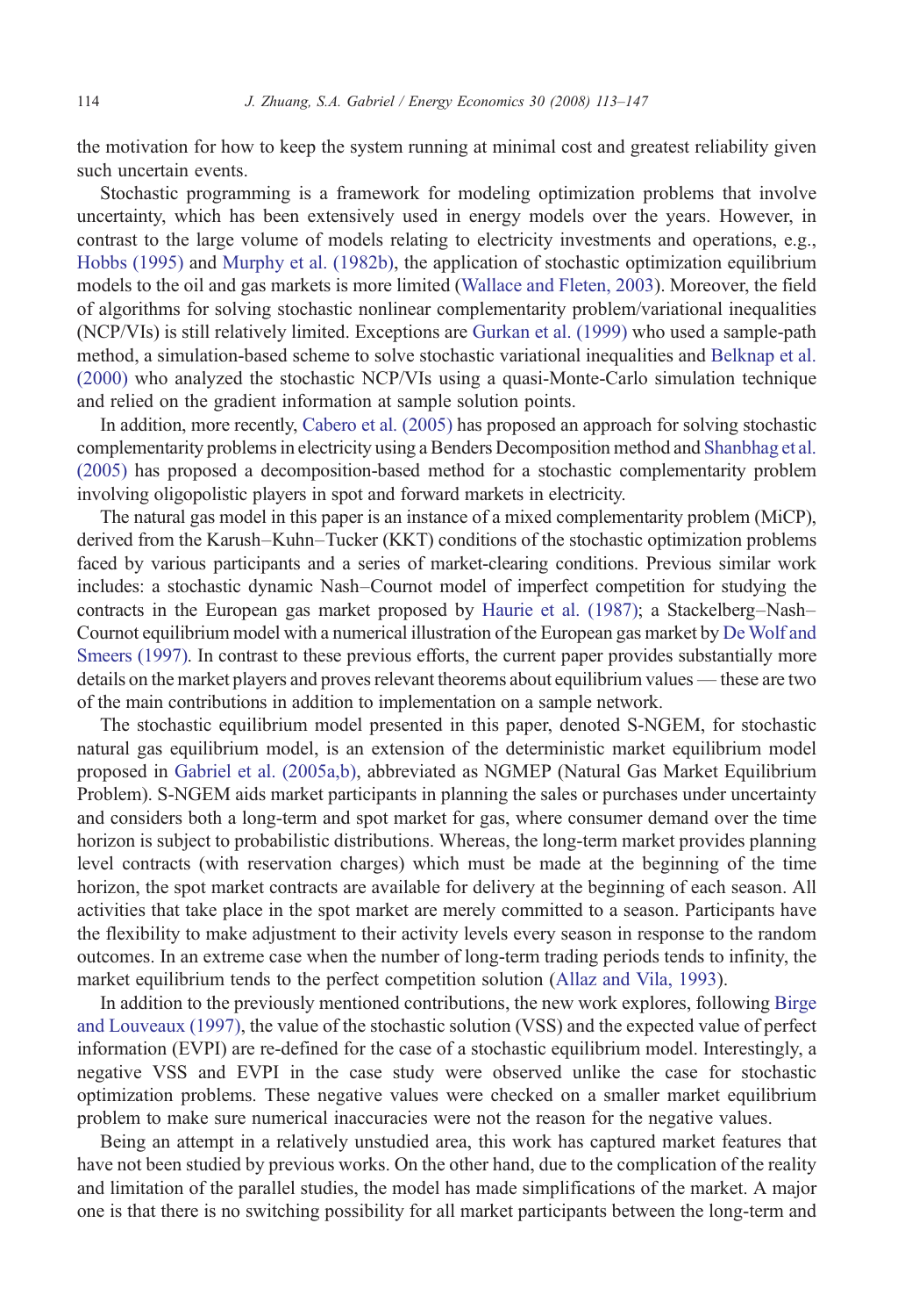the motivation for how to keep the system running at minimal cost and greatest reliability given such uncertain events.

Stochastic programming is a framework for modeling optimization problems that involve uncertainty, which has been extensively used in energy models over the years. However, in contrast to the large volume of models relating to electricity investments and operations, e.g., Hobbs (1995) and Murphy et al. (1982b), the application of stochastic optimization equilibrium models to the oil and gas markets is more limited (Wallace and Fleten, 2003). Moreover, the field of algorithms for solving stochastic nonlinear complementarity problem/variational inequalities (NCP/VIs) is still relatively limited. Exceptions are Gurkan et al. (1999) who used a sample-path method, a simulation-based scheme to solve stochastic variational inequalities and Belknap et al. (2000) who analyzed the stochastic NCP/VIs using a quasi-Monte-Carlo simulation technique and relied on the gradient information at sample solution points.

In addition, more recently, Cabero et al. (2005) has proposed an approach for solving stochastic complementarity problems in electricity using a Benders Decomposition method and Shanbhag et al. (2005) has proposed a decomposition-based method for a stochastic complementarity problem involving oligopolistic players in spot and forward markets in electricity.

The natural gas model in this paper is an instance of a mixed complementarity problem (MiCP), derived from the Karush–Kuhn–Tucker (KKT) conditions of the stochastic optimization problems faced by various participants and a series of market-clearing conditions. Previous similar work includes: a stochastic dynamic Nash–Cournot model of imperfect competition for studying the contracts in the European gas market proposed by Haurie et al. (1987); a Stackelberg–Nash–Cournot equilibrium model with a numerical illustration of the European gas market by De Wolf and Smeers (1997). In contrast to these previous efforts, the current paper provides substantially more details on the market players and proves relevant theorems about equilibrium values — these are two of the main contributions in addition to implementation on a sample network.

The stochastic equilibrium model presented in this paper, denoted S-NGEM, for stochastic natural gas equilibrium model, is an extension of the deterministic market equilibrium model proposed in Gabriel et al. (2005a,b), abbreviated as NGMEP (Natural Gas Market Equilibrium Problem). S-NGEM aids market participants in planning the sales or purchases under uncertainty and considers both a long-term and spot market for gas, where consumer demand over the time horizon is subject to probabilistic distributions. Whereas, the long-term market provides planning level contracts (with reservation charges) which must be made at the beginning of the time horizon, the spot market contracts are available for delivery at the beginning of each season. All activities that take place in the spot market are merely committed to a season. Participants have the flexibility to make adjustment to their activity levels every season in response to the random outcomes. In an extreme case when the number of long-term trading periods tends to infinity, the market equilibrium tends to the perfect competition solution (Allaz and Vila, 1993).

In addition to the previously mentioned contributions, the new work explores, following Birge and Louveaux (1997), the value of the stochastic solution (VSS) and the expected value of perfect information (EVPI) are re-defined for the case of a stochastic equilibrium model. Interestingly, a negative VSS and EVPI in the case study were observed unlike the case for stochastic optimization problems. These negative values were checked on a smaller market equilibrium problem to make sure numerical inaccuracies were not the reason for the negative values.

Being an attempt in a relatively unstudied area, this work has captured market features that have not been studied by previous works. On the other hand, due to the complication of the reality and limitation of the parallel studies, the model has made simplifications of the market. A major one is that there is no switching possibility for all market participants between the long-term and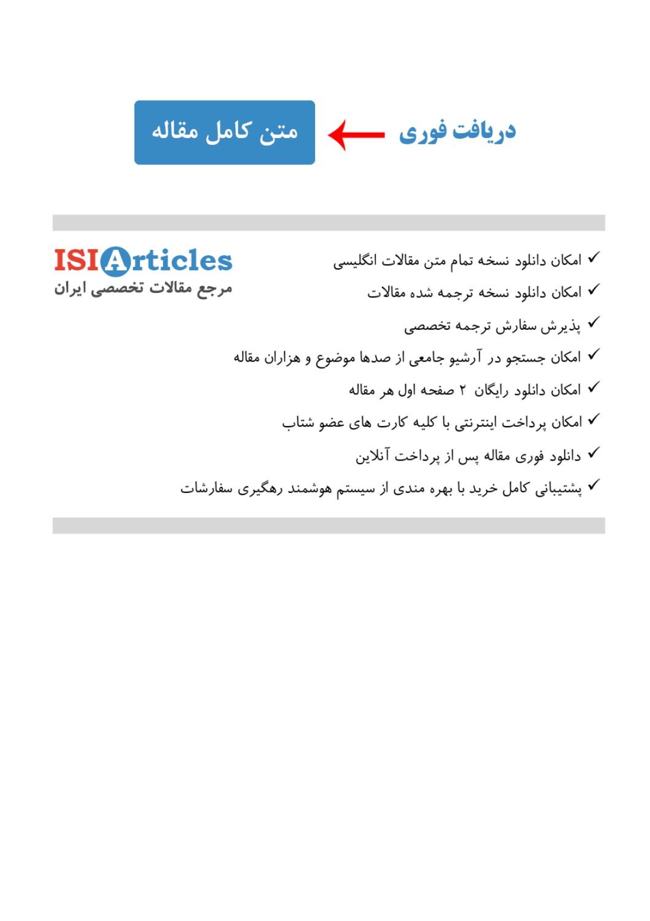دریافت فوری ← **متن کامل مقاله**

**ISIArticles**
مرجع مقالات تخصصی ایران

- ✓ امکان دانلود نسخه تمام متن مقالات انگلیسی
- ✓ امکان دانلود نسخه ترجمه شده مقالات
- ✓ پذیرش سفارش ترجمه تخصصی
- ✓ امکان جستجو در آرشیو جامعی از صدها موضوع و هزاران مقاله
- ✓ امکان دانلود رایگان ۲ صفحه اول هر مقاله
- ✓ امکان پرداخت اینترنتی با کلیه کارت های عضو شتاب
- ✓ دانلود فوری مقاله پس از پرداخت آنلاین
- ✓ پشتیبانی کامل خرید با بهره مندی از سیستم هوشمند رهگیری سفارشات